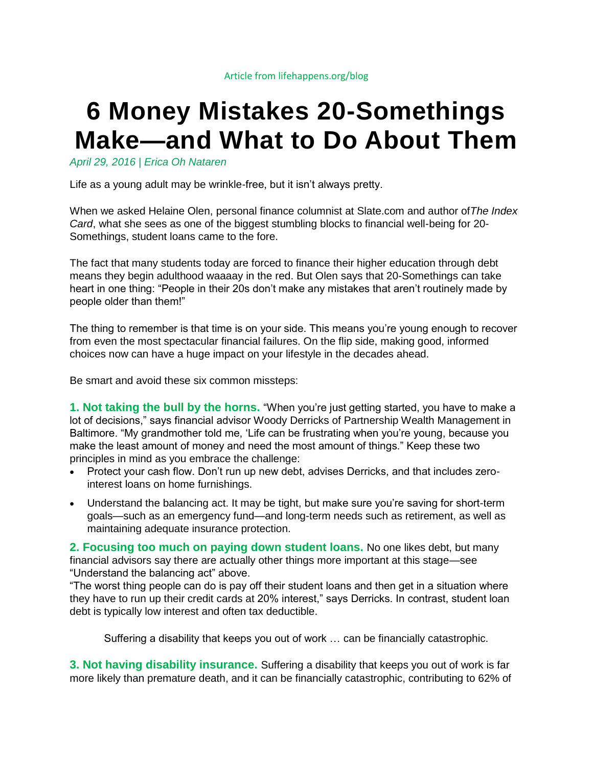Article from lifehappens.org/blog

# 6 Money Mistakes 20-Somethings Make—and What to Do About Them

*April 29, 2016 | Erica Oh Nataren*

Life as a young adult may be wrinkle-free, but it isn't always pretty.

When we asked Helaine Olen, personal finance columnist at Slate.com and author of*The Index Card*, what she sees as one of the biggest stumbling blocks to financial well-being for 20-Somethings, student loans came to the fore.

The fact that many students today are forced to finance their higher education through debt means they begin adulthood waaaay in the red. But Olen says that 20-Somethings can take heart in one thing: "People in their 20s don't make any mistakes that aren't routinely made by people older than them!"

The thing to remember is that time is on your side. This means you're young enough to recover from even the most spectacular financial failures. On the flip side, making good, informed choices now can have a huge impact on your lifestyle in the decades ahead.

Be smart and avoid these six common missteps:

**1. Not taking the bull by the horns.** "When you're just getting started, you have to make a lot of decisions," says financial advisor Woody Derricks of Partnership Wealth Management in Baltimore. "My grandmother told me, 'Life can be frustrating when you're young, because you make the least amount of money and need the most amount of things." Keep these two principles in mind as you embrace the challenge:

- Protect your cash flow. Don't run up new debt, advises Derricks, and that includes zero-interest loans on home furnishings.
- Understand the balancing act. It may be tight, but make sure you're saving for short-term goals—such as an emergency fund—and long-term needs such as retirement, as well as maintaining adequate insurance protection.

**2. Focusing too much on paying down student loans.** No one likes debt, but many financial advisors say there are actually other things more important at this stage—see "Understand the balancing act" above.
"The worst thing people can do is pay off their student loans and then get in a situation where they have to run up their credit cards at 20% interest," says Derricks. In contrast, student loan debt is typically low interest and often tax deductible.

> Suffering a disability that keeps you out of work … can be financially catastrophic.

**3. Not having disability insurance.** Suffering a disability that keeps you out of work is far more likely than premature death, and it can be financially catastrophic, contributing to 62% of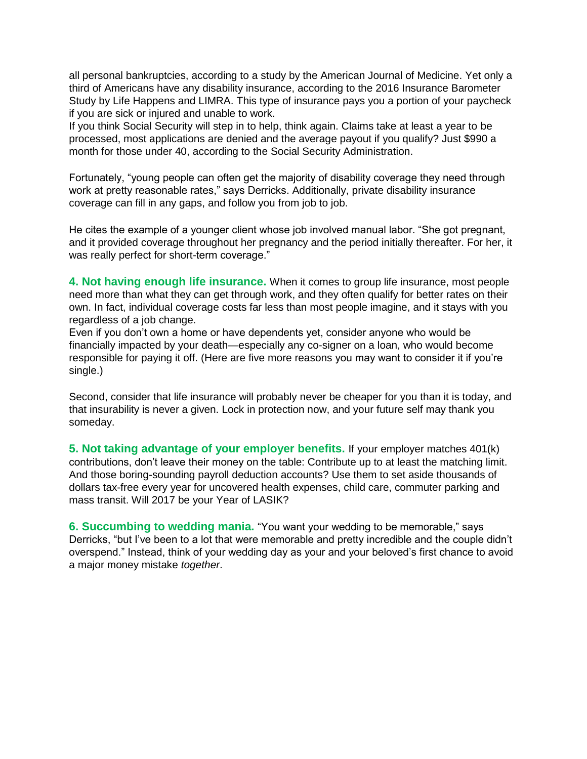all personal bankruptcies, according to a study by the American Journal of Medicine. Yet only a third of Americans have any disability insurance, according to the 2016 Insurance Barometer Study by Life Happens and LIMRA. This type of insurance pays you a portion of your paycheck if you are sick or injured and unable to work.
If you think Social Security will step in to help, think again. Claims take at least a year to be processed, most applications are denied and the average payout if you qualify? Just $990 a month for those under 40, according to the Social Security Administration.

Fortunately, "young people can often get the majority of disability coverage they need through work at pretty reasonable rates," says Derricks. Additionally, private disability insurance coverage can fill in any gaps, and follow you from job to job.

He cites the example of a younger client whose job involved manual labor. "She got pregnant, and it provided coverage throughout her pregnancy and the period initially thereafter. For her, it was really perfect for short-term coverage."

**4. Not having enough life insurance.** When it comes to group life insurance, most people need more than what they can get through work, and they often qualify for better rates on their own. In fact, individual coverage costs far less than most people imagine, and it stays with you regardless of a job change.
Even if you don't own a home or have dependents yet, consider anyone who would be financially impacted by your death—especially any co-signer on a loan, who would become responsible for paying it off. (Here are five more reasons you may want to consider it if you're single.)

Second, consider that life insurance will probably never be cheaper for you than it is today, and that insurability is never a given. Lock in protection now, and your future self may thank you someday.

**5. Not taking advantage of your employer benefits.** If your employer matches 401(k) contributions, don't leave their money on the table: Contribute up to at least the matching limit. And those boring-sounding payroll deduction accounts? Use them to set aside thousands of dollars tax-free every year for uncovered health expenses, child care, commuter parking and mass transit. Will 2017 be your Year of LASIK?

**6. Succumbing to wedding mania.** "You want your wedding to be memorable," says Derricks, "but I've been to a lot that were memorable and pretty incredible and the couple didn't overspend." Instead, think of your wedding day as your and your beloved's first chance to avoid a major money mistake *together*.